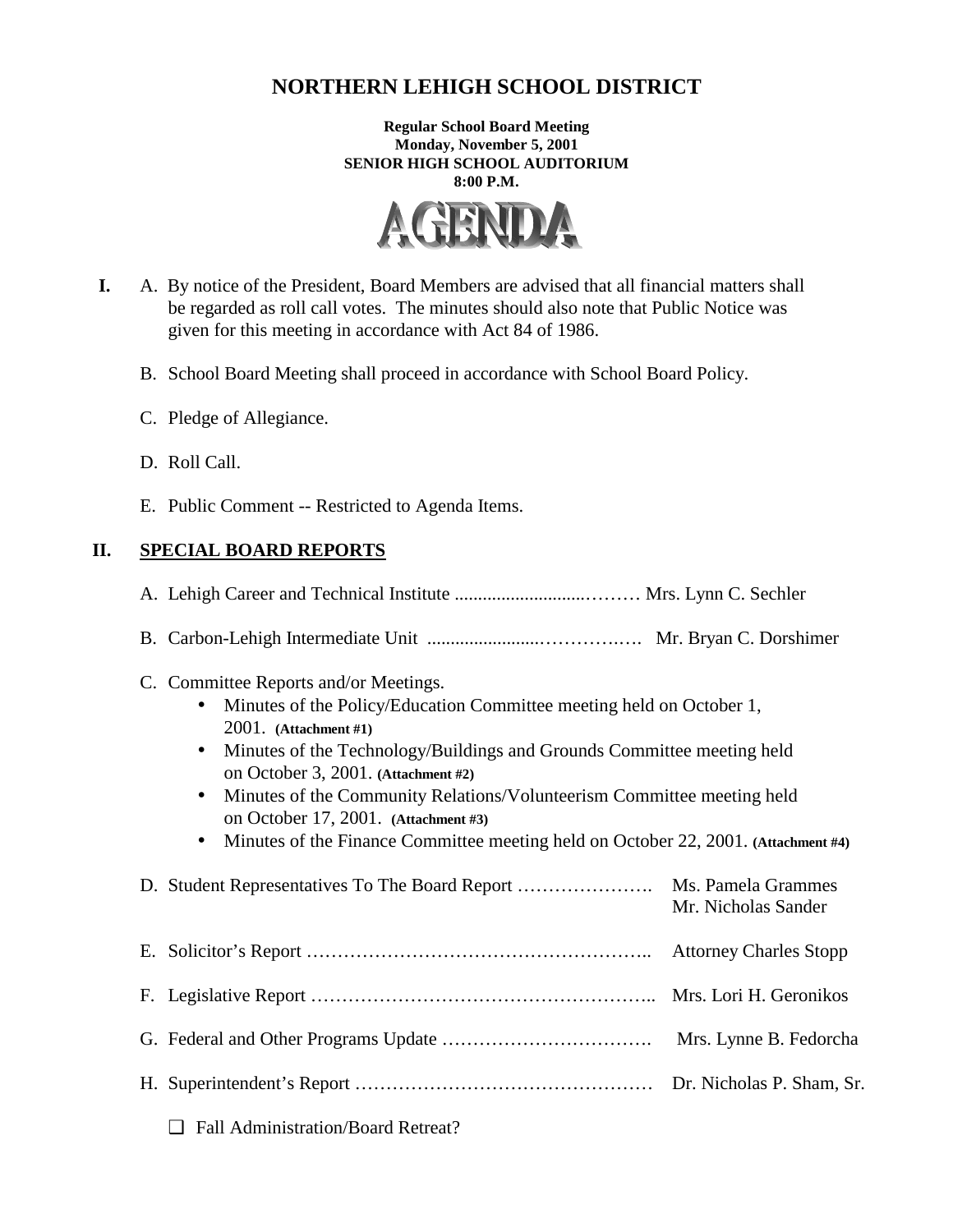# NORTHERN LEHIGH SCHOOL DISTRICT

**Regular School Board Meeting**
**Monday, November 5, 2001**
**SENIOR HIGH SCHOOL AUDITORIUM**
**8:00 P.M.**

## AGENDA

**I.** A. By notice of the President, Board Members are advised that all financial matters shall be regarded as roll call votes. The minutes should also note that Public Notice was given for this meeting in accordance with Act 84 of 1986.

B. School Board Meeting shall proceed in accordance with School Board Policy.

C. Pledge of Allegiance.

D. Roll Call.

E. Public Comment -- Restricted to Agenda Items.

## II. SPECIAL BOARD REPORTS

A. Lehigh Career and Technical Institute ............................……… Mrs. Lynn C. Sechler

B. Carbon-Lehigh Intermediate Unit ........................…………….…. Mr. Bryan C. Dorshimer

C. Committee Reports and/or Meetings.

- Minutes of the Policy/Education Committee meeting held on October 1, 2001. **(Attachment #1)**
- Minutes of the Technology/Buildings and Grounds Committee meeting held on October 3, 2001. **(Attachment #2)**
- Minutes of the Community Relations/Volunteerism Committee meeting held on October 17, 2001. **(Attachment #3)**
- Minutes of the Finance Committee meeting held on October 22, 2001. **(Attachment #4)**

D. Student Representatives To The Board Report …………………. Ms. Pamela Grammes, Mr. Nicholas Sander

E. Solicitor's Report ……………………………………………….. Attorney Charles Stopp

F. Legislative Report ……………………………………………….. Mrs. Lori H. Geronikos

G. Federal and Other Programs Update ……………………………. Mrs. Lynne B. Fedorcha

H. Superintendent's Report ………………………………………… Dr. Nicholas P. Sham, Sr.

- ❑ Fall Administration/Board Retreat?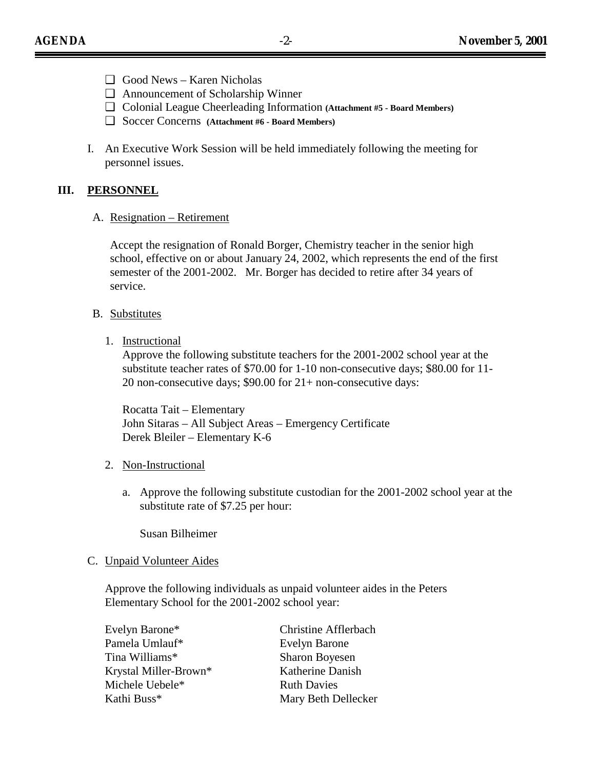- ❑ Good News – Karen Nicholas
- ❑ Announcement of Scholarship Winner
- ❑ Colonial League Cheerleading Information **(Attachment #5 - Board Members)**
- ❑ Soccer Concerns **(Attachment #6 - Board Members)**

I. An Executive Work Session will be held immediately following the meeting for personnel issues.

## III. PERSONNEL

A. Resignation – Retirement

Accept the resignation of Ronald Borger, Chemistry teacher in the senior high school, effective on or about January 24, 2002, which represents the end of the first semester of the 2001-2002. Mr. Borger has decided to retire after 34 years of service.

B. Substitutes

1. Instructional

   Approve the following substitute teachers for the 2001-2002 school year at the substitute teacher rates of $70.00 for 1-10 non-consecutive days; $80.00 for 11-20 non-consecutive days; $90.00 for 21+ non-consecutive days:

   Rocatta Tait – Elementary
   John Sitaras – All Subject Areas – Emergency Certificate
   Derek Bleiler – Elementary K-6

2. Non-Instructional

   a. Approve the following substitute custodian for the 2001-2002 school year at the substitute rate of $7.25 per hour:

      Susan Bilheimer

C. Unpaid Volunteer Aides

Approve the following individuals as unpaid volunteer aides in the Peters Elementary School for the 2001-2002 school year:

Evelyn Barone*
Pamela Umlauf*
Tina Williams*
Krystal Miller-Brown*
Michele Uebele*
Kathi Buss*
Christine Afflerbach
Evelyn Barone
Sharon Boyesen
Katherine Danish
Ruth Davies
Mary Beth Dellecker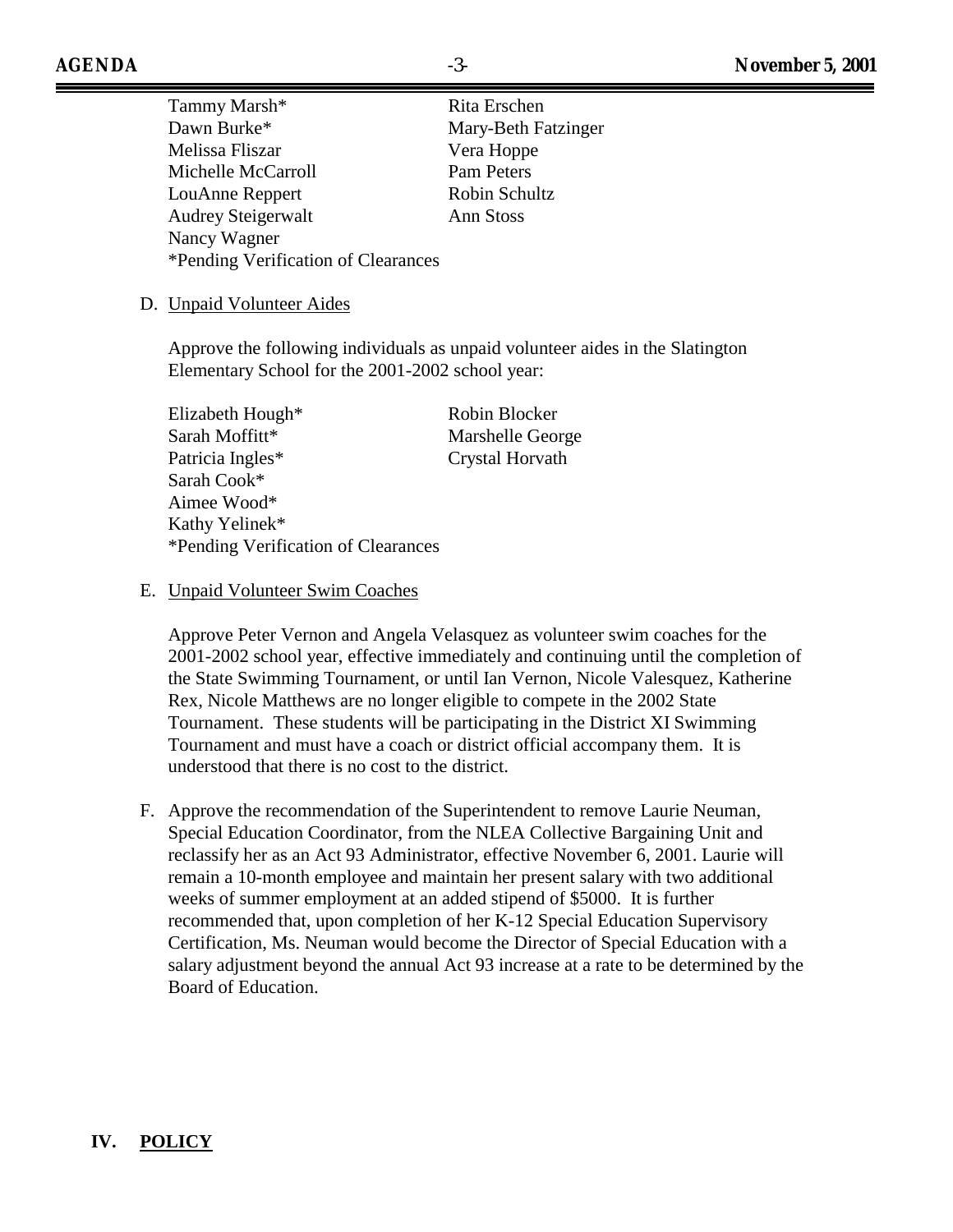| | |
|---|---|
| Tammy Marsh* | Rita Erschen |
| Dawn Burke* | Mary-Beth Fatzinger |
| Melissa Fliszar | Vera Hoppe |
| Michelle McCarroll | Pam Peters |
| LouAnne Reppert | Robin Schultz |
| Audrey Steigerwalt | Ann Stoss |
| Nancy Wagner | |

*Pending Verification of Clearances

D. Unpaid Volunteer Aides

Approve the following individuals as unpaid volunteer aides in the Slatington Elementary School for the 2001-2002 school year:

| | |
|---|---|
| Elizabeth Hough* | Robin Blocker |
| Sarah Moffitt* | Marshelle George |
| Patricia Ingles* | Crystal Horvath |
| Sarah Cook* | |
| Aimee Wood* | |
| Kathy Yelinek* | |

*Pending Verification of Clearances

E. Unpaid Volunteer Swim Coaches

Approve Peter Vernon and Angela Velasquez as volunteer swim coaches for the 2001-2002 school year, effective immediately and continuing until the completion of the State Swimming Tournament, or until Ian Vernon, Nicole Valesquez, Katherine Rex, Nicole Matthews are no longer eligible to compete in the 2002 State Tournament. These students will be participating in the District XI Swimming Tournament and must have a coach or district official accompany them. It is understood that there is no cost to the district.

F. Approve the recommendation of the Superintendent to remove Laurie Neuman, Special Education Coordinator, from the NLEA Collective Bargaining Unit and reclassify her as an Act 93 Administrator, effective November 6, 2001. Laurie will remain a 10-month employee and maintain her present salary with two additional weeks of summer employment at an added stipend of $5000. It is further recommended that, upon completion of her K-12 Special Education Supervisory Certification, Ms. Neuman would become the Director of Special Education with a salary adjustment beyond the annual Act 93 increase at a rate to be determined by the Board of Education.

## IV. POLICY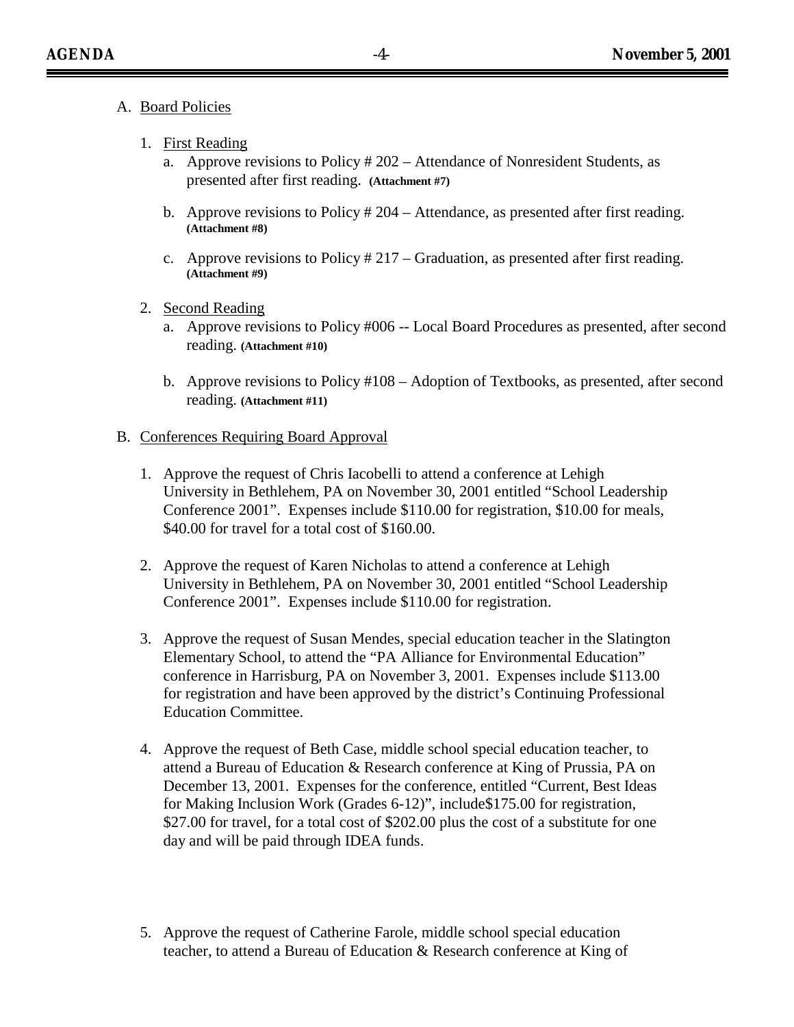A. Board Policies

1. First Reading
   a. Approve revisions to Policy # 202 – Attendance of Nonresident Students, as presented after first reading. **(Attachment #7)**

   b. Approve revisions to Policy # 204 – Attendance, as presented after first reading. **(Attachment #8)**

   c. Approve revisions to Policy # 217 – Graduation, as presented after first reading. **(Attachment #9)**

2. Second Reading
   a. Approve revisions to Policy #006 -- Local Board Procedures as presented, after second reading. **(Attachment #10)**

   b. Approve revisions to Policy #108 – Adoption of Textbooks, as presented, after second reading. **(Attachment #11)**

B. Conferences Requiring Board Approval

1. Approve the request of Chris Iacobelli to attend a conference at Lehigh University in Bethlehem, PA on November 30, 2001 entitled "School Leadership Conference 2001". Expenses include $110.00 for registration, $10.00 for meals, $40.00 for travel for a total cost of $160.00.

2. Approve the request of Karen Nicholas to attend a conference at Lehigh University in Bethlehem, PA on November 30, 2001 entitled "School Leadership Conference 2001". Expenses include $110.00 for registration.

3. Approve the request of Susan Mendes, special education teacher in the Slatington Elementary School, to attend the "PA Alliance for Environmental Education" conference in Harrisburg, PA on November 3, 2001. Expenses include $113.00 for registration and have been approved by the district's Continuing Professional Education Committee.

4. Approve the request of Beth Case, middle school special education teacher, to attend a Bureau of Education & Research conference at King of Prussia, PA on December 13, 2001. Expenses for the conference, entitled "Current, Best Ideas for Making Inclusion Work (Grades 6-12)", include$175.00 for registration, $27.00 for travel, for a total cost of $202.00 plus the cost of a substitute for one day and will be paid through IDEA funds.

5. Approve the request of Catherine Farole, middle school special education teacher, to attend a Bureau of Education & Research conference at King of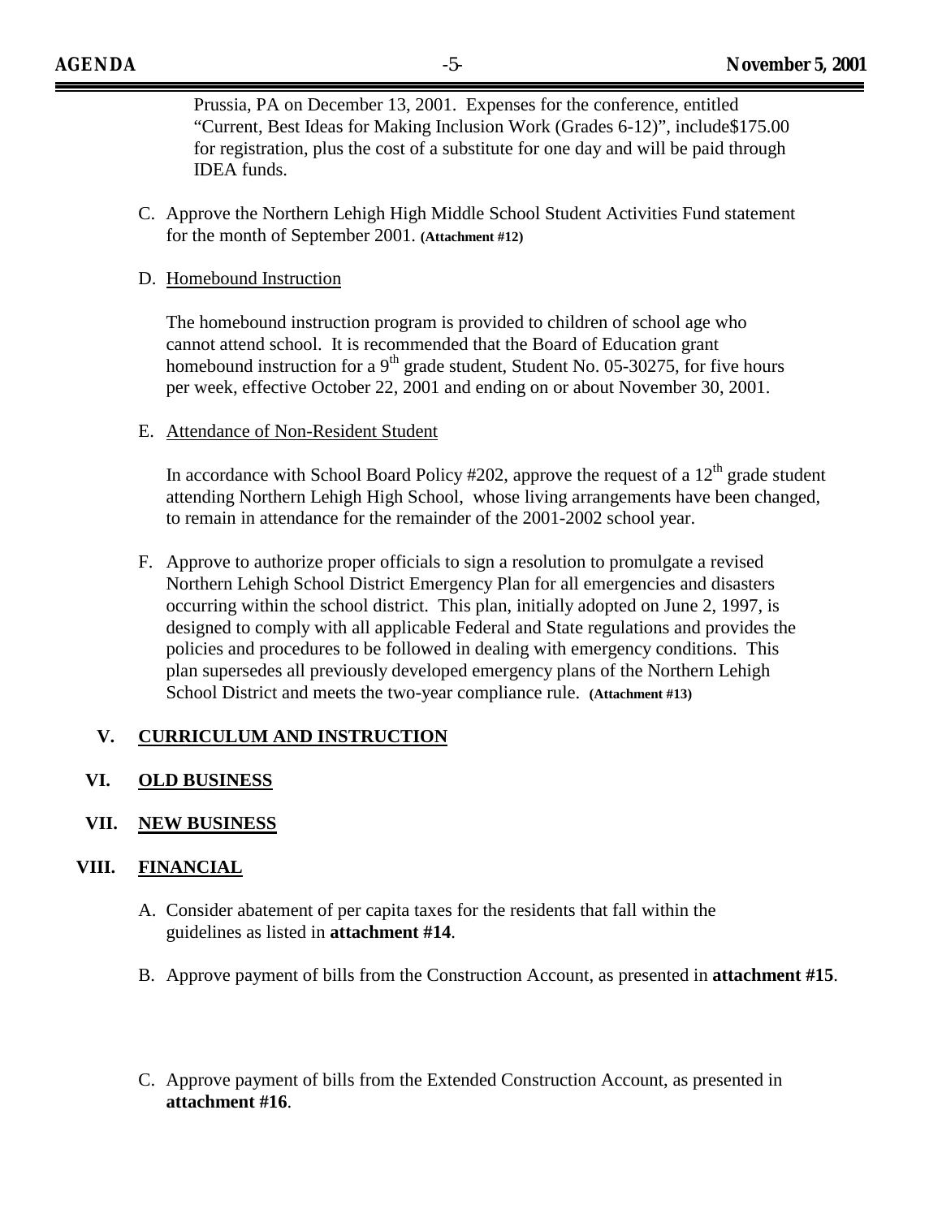Prussia, PA on December 13, 2001. Expenses for the conference, entitled "Current, Best Ideas for Making Inclusion Work (Grades 6-12)", include$175.00 for registration, plus the cost of a substitute for one day and will be paid through IDEA funds.

C. Approve the Northern Lehigh High Middle School Student Activities Fund statement for the month of September 2001. **(Attachment #12)**

D. Homebound Instruction

The homebound instruction program is provided to children of school age who cannot attend school. It is recommended that the Board of Education grant homebound instruction for a 9th grade student, Student No. 05-30275, for five hours per week, effective October 22, 2001 and ending on or about November 30, 2001.

E. Attendance of Non-Resident Student

In accordance with School Board Policy #202, approve the request of a 12th grade student attending Northern Lehigh High School, whose living arrangements have been changed, to remain in attendance for the remainder of the 2001-2002 school year.

F. Approve to authorize proper officials to sign a resolution to promulgate a revised Northern Lehigh School District Emergency Plan for all emergencies and disasters occurring within the school district. This plan, initially adopted on June 2, 1997, is designed to comply with all applicable Federal and State regulations and provides the policies and procedures to be followed in dealing with emergency conditions. This plan supersedes all previously developed emergency plans of the Northern Lehigh School District and meets the two-year compliance rule. **(Attachment #13)**

## V. CURRICULUM AND INSTRUCTION

## VI. OLD BUSINESS

## VII. NEW BUSINESS

## VIII. FINANCIAL

A. Consider abatement of per capita taxes for the residents that fall within the guidelines as listed in **attachment #14**.

B. Approve payment of bills from the Construction Account, as presented in **attachment #15**.

C. Approve payment of bills from the Extended Construction Account, as presented in **attachment #16**.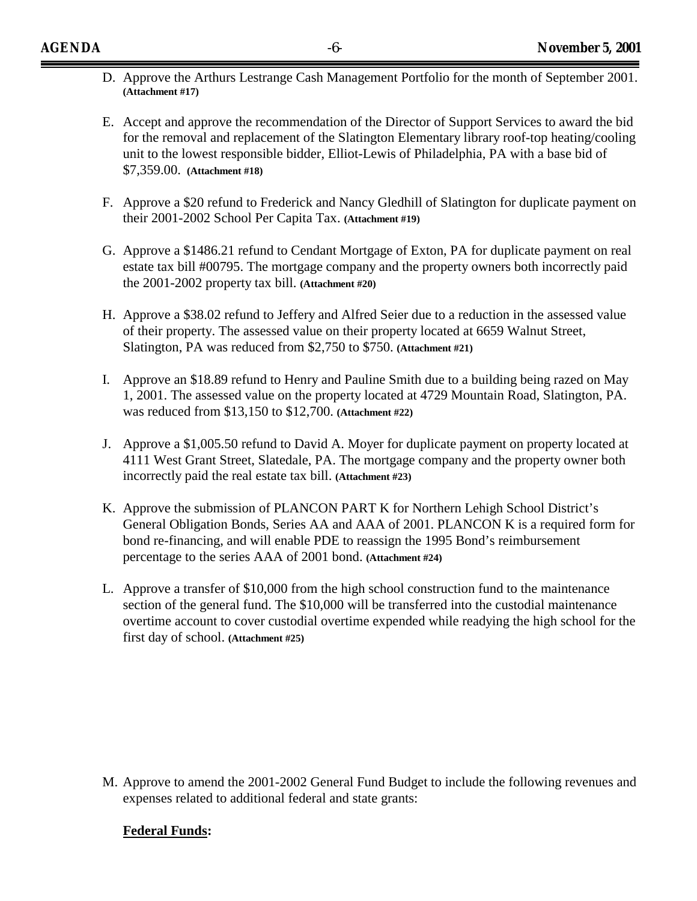D. Approve the Arthurs Lestrange Cash Management Portfolio for the month of September 2001. **(Attachment #17)**

E. Accept and approve the recommendation of the Director of Support Services to award the bid for the removal and replacement of the Slatington Elementary library roof-top heating/cooling unit to the lowest responsible bidder, Elliot-Lewis of Philadelphia, PA with a base bid of $7,359.00. **(Attachment #18)**

F. Approve a $20 refund to Frederick and Nancy Gledhill of Slatington for duplicate payment on their 2001-2002 School Per Capita Tax. **(Attachment #19)**

G. Approve a $1486.21 refund to Cendant Mortgage of Exton, PA for duplicate payment on real estate tax bill #00795. The mortgage company and the property owners both incorrectly paid the 2001-2002 property tax bill. **(Attachment #20)**

H. Approve a $38.02 refund to Jeffery and Alfred Seier due to a reduction in the assessed value of their property. The assessed value on their property located at 6659 Walnut Street, Slatington, PA was reduced from $2,750 to $750. **(Attachment #21)**

I. Approve an $18.89 refund to Henry and Pauline Smith due to a building being razed on May 1, 2001. The assessed value on the property located at 4729 Mountain Road, Slatington, PA. was reduced from $13,150 to $12,700. **(Attachment #22)**

J. Approve a $1,005.50 refund to David A. Moyer for duplicate payment on property located at 4111 West Grant Street, Slatedale, PA. The mortgage company and the property owner both incorrectly paid the real estate tax bill. **(Attachment #23)**

K. Approve the submission of PLANCON PART K for Northern Lehigh School District's General Obligation Bonds, Series AA and AAA of 2001. PLANCON K is a required form for bond re-financing, and will enable PDE to reassign the 1995 Bond's reimbursement percentage to the series AAA of 2001 bond. **(Attachment #24)**

L. Approve a transfer of $10,000 from the high school construction fund to the maintenance section of the general fund. The $10,000 will be transferred into the custodial maintenance overtime account to cover custodial overtime expended while readying the high school for the first day of school. **(Attachment #25)**

M. Approve to amend the 2001-2002 General Fund Budget to include the following revenues and expenses related to additional federal and state grants:

**Federal Funds:**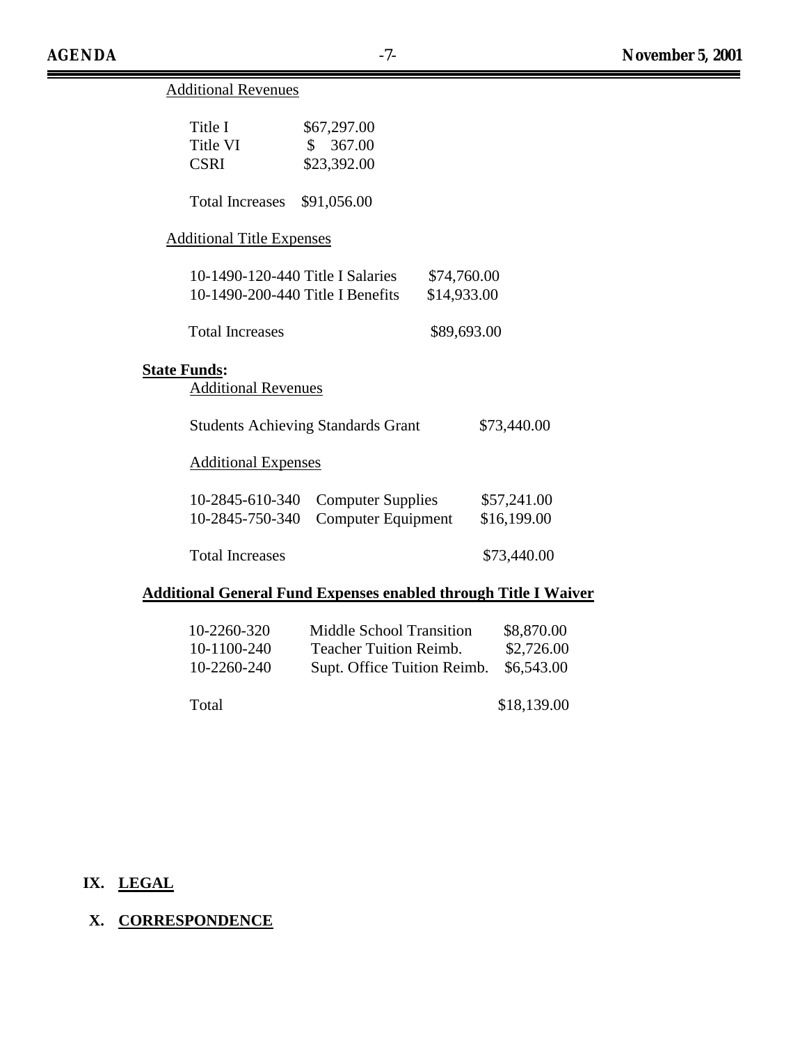Additional Revenues

| | |
|---|---|
| Title I | $67,297.00 |
| Title VI | $ 367.00 |
| CSRI | $23,392.00 |
| Total Increases | $91,056.00 |

Additional Title Expenses

| | |
|---|---|
| 10-1490-120-440 Title I Salaries | $74,760.00 |
| 10-1490-200-440 Title I Benefits | $14,933.00 |
| Total Increases | $89,693.00 |

**State Funds:**

Additional Revenues

| | |
|---|---|
| Students Achieving Standards Grant | $73,440.00 |

Additional Expenses

| | | |
|---|---|---|
| 10-2845-610-340 | Computer Supplies | $57,241.00 |
| 10-2845-750-340 | Computer Equipment | $16,199.00 |
| Total Increases | | $73,440.00 |

**Additional General Fund Expenses enabled through Title I Waiver**

| | | |
|---|---|---|
| 10-2260-320 | Middle School Transition | $8,870.00 |
| 10-1100-240 | Teacher Tuition Reimb. | $2,726.00 |
| 10-2260-240 | Supt. Office Tuition Reimb. | $6,543.00 |
| Total | | $18,139.00 |

## IX. LEGAL

## X. CORRESPONDENCE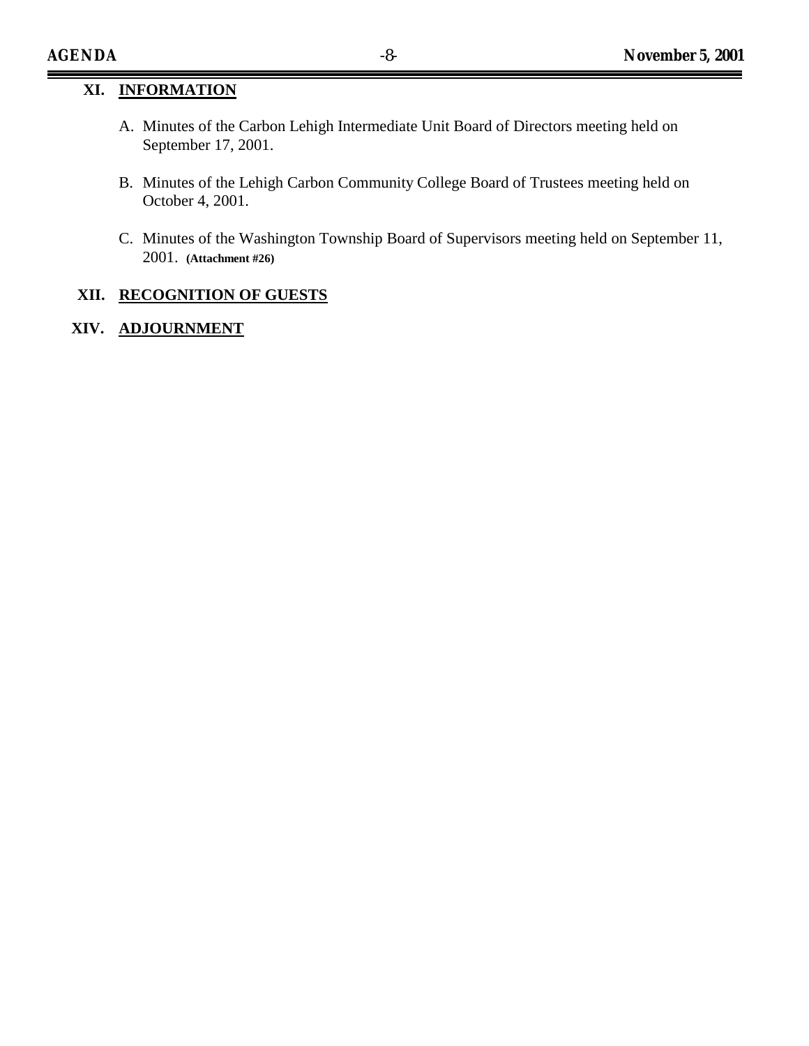## XI. INFORMATION

A. Minutes of the Carbon Lehigh Intermediate Unit Board of Directors meeting held on September 17, 2001.

B. Minutes of the Lehigh Carbon Community College Board of Trustees meeting held on October 4, 2001.

C. Minutes of the Washington Township Board of Supervisors meeting held on September 11, 2001. **(Attachment #26)**

## XII. RECOGNITION OF GUESTS

## XIV. ADJOURNMENT